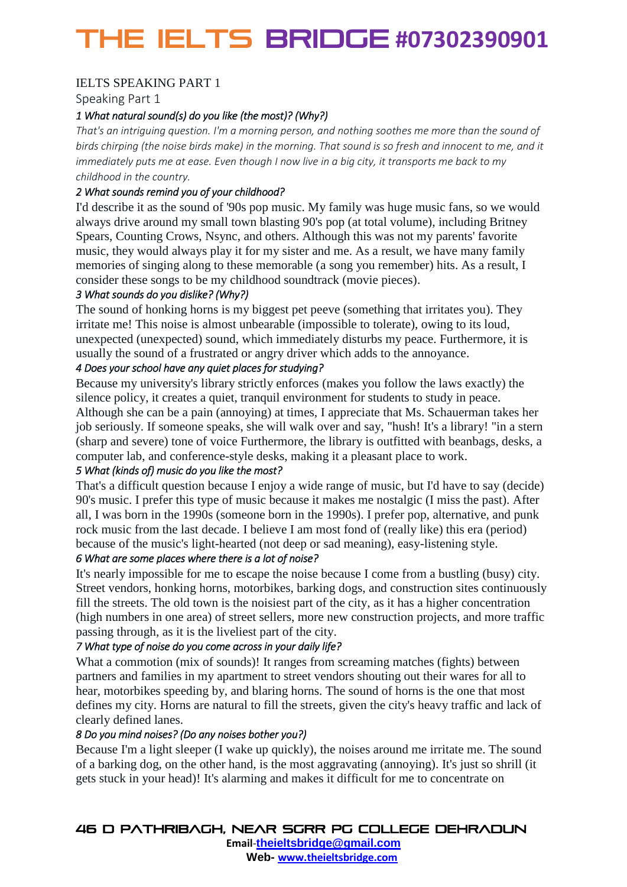IELTS SPEAKING PART 1

Speaking Part 1

*1 What natural sound(s) do you like (the most)? (Why?)*

*That's an intriguing question. I'm a morning person, and nothing soothes me more than the sound of birds chirping (the noise birds make) in the morning. That sound is so fresh and innocent to me, and it immediately puts me at ease. Even though I now live in a big city, it transports me back to my childhood in the country.*

*2 What sounds remind you of your childhood?*

I'd describe it as the sound of '90s pop music. My family was huge music fans, so we would always drive around my small town blasting 90's pop (at total volume), including Britney Spears, Counting Crows, Nsync, and others. Although this was not my parents' favorite music, they would always play it for my sister and me. As a result, we have many family memories of singing along to these memorable (a song you remember) hits. As a result, I consider these songs to be my childhood soundtrack (movie pieces).

*3 What sounds do you dislike? (Why?)*

The sound of honking horns is my biggest pet peeve (something that irritates you). They irritate me! This noise is almost unbearable (impossible to tolerate), owing to its loud, unexpected (unexpected) sound, which immediately disturbs my peace. Furthermore, it is usually the sound of a frustrated or angry driver which adds to the annoyance.

*4 Does your school have any quiet places for studying?*

Because my university's library strictly enforces (makes you follow the laws exactly) the silence policy, it creates a quiet, tranquil environment for students to study in peace. Although she can be a pain (annoying) at times, I appreciate that Ms. Schauerman takes her job seriously. If someone speaks, she will walk over and say, "hush! It's a library! "in a stern (sharp and severe) tone of voice Furthermore, the library is outfitted with beanbags, desks, a computer lab, and conference-style desks, making it a pleasant place to work.

*5 What (kinds of) music do you like the most?*

That's a difficult question because I enjoy a wide range of music, but I'd have to say (decide) 90's music. I prefer this type of music because it makes me nostalgic (I miss the past). After all, I was born in the 1990s (someone born in the 1990s). I prefer pop, alternative, and punk rock music from the last decade. I believe I am most fond of (really like) this era (period) because of the music's light-hearted (not deep or sad meaning), easy-listening style.

*6 What are some places where there is a lot of noise?*

It's nearly impossible for me to escape the noise because I come from a bustling (busy) city. Street vendors, honking horns, motorbikes, barking dogs, and construction sites continuously fill the streets. The old town is the noisiest part of the city, as it has a higher concentration (high numbers in one area) of street sellers, more new construction projects, and more traffic passing through, as it is the liveliest part of the city.

*7 What type of noise do you come across in your daily life?*

What a commotion (mix of sounds)! It ranges from screaming matches (fights) between partners and families in my apartment to street vendors shouting out their wares for all to hear, motorbikes speeding by, and blaring horns. The sound of horns is the one that most defines my city. Horns are natural to fill the streets, given the city's heavy traffic and lack of clearly defined lanes.

*8 Do you mind noises? (Do any noises bother you?)*

Because I'm a light sleeper (I wake up quickly), the noises around me irritate me. The sound of a barking dog, on the other hand, is the most aggravating (annoying). It's just so shrill (it gets stuck in your head)! It's alarming and makes it difficult for me to concentrate on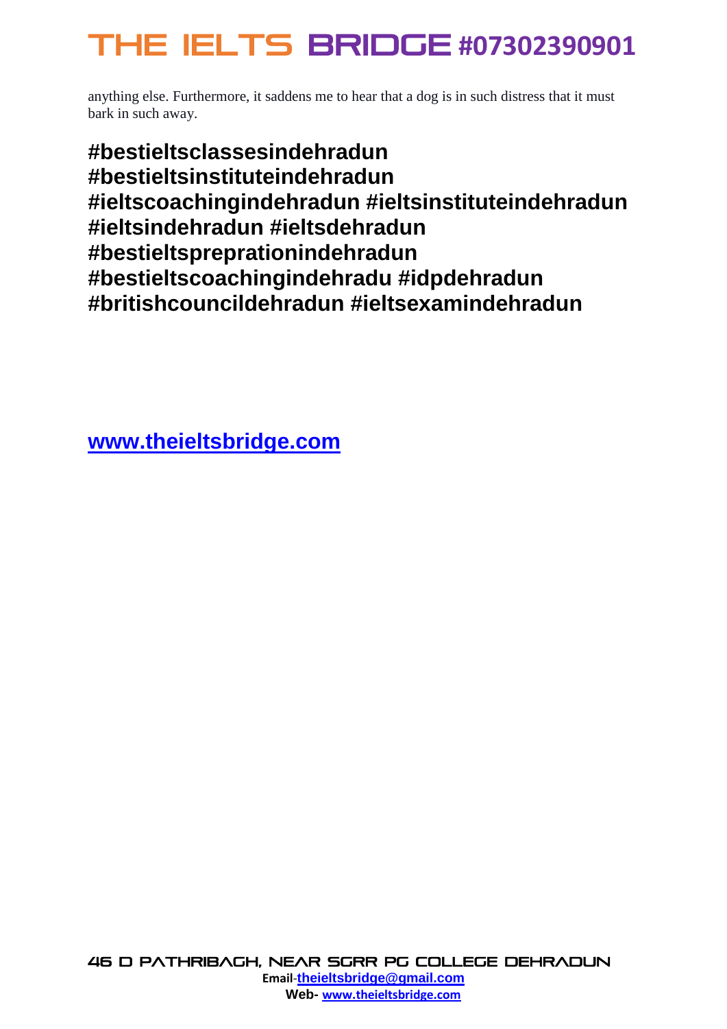anything else. Furthermore, it saddens me to hear that a dog is in such distress that it must bark in such away.

**#bestieltsclassesindehradun #bestieltsinstituteindehradun #ieltscoachingindehradun #ieltsinstituteindehradun #ieltsindehradun #ieltsdehradun #bestieltsseprationindehradun #bestieltscoachingindehradu #idpdehradun #britishcouncildehradun #ieltsexamindehradun**

**[www.theieltsbridge.com](http://www.theieltsbridge.com)**